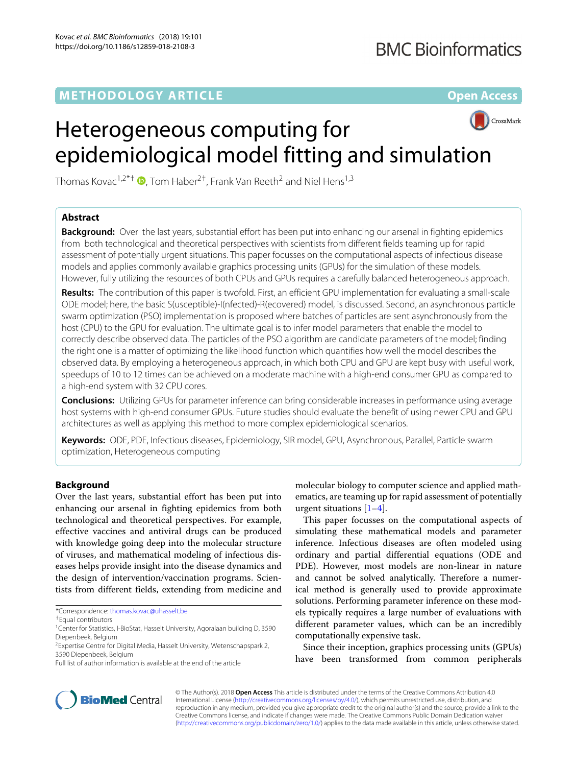METHODOLOGY ARTICLE

Open Access

# Heterogeneous computing for epidemiological model fitting and simulation

Thomas Kovac[1,2*†], Tom Haber[2†], Frank Van Reeth[2] and Niel Hens[1,3]

## Abstract

**Background:** Over the last years, substantial effort has been put into enhancing our arsenal in fighting epidemics from both technological and theoretical perspectives with scientists from different fields teaming up for rapid assessment of potentially urgent situations. This paper focusses on the computational aspects of infectious disease models and applies commonly available graphics processing units (GPUs) for the simulation of these models. However, fully utilizing the resources of both CPUs and GPUs requires a carefully balanced heterogeneous approach.

**Results:** The contribution of this paper is twofold. First, an efficient GPU implementation for evaluating a small-scale ODE model; here, the basic S(usceptible)-I(nfected)-R(ecovered) model, is discussed. Second, an asynchronous particle swarm optimization (PSO) implementation is proposed where batches of particles are sent asynchronously from the host (CPU) to the GPU for evaluation. The ultimate goal is to infer model parameters that enable the model to correctly describe observed data. The particles of the PSO algorithm are candidate parameters of the model; finding the right one is a matter of optimizing the likelihood function which quantifies how well the model describes the observed data. By employing a heterogeneous approach, in which both CPU and GPU are kept busy with useful work, speedups of 10 to 12 times can be achieved on a moderate machine with a high-end consumer GPU as compared to a high-end system with 32 CPU cores.

**Conclusions:** Utilizing GPUs for parameter inference can bring considerable increases in performance using average host systems with high-end consumer GPUs. Future studies should evaluate the benefit of using newer CPU and GPU architectures as well as applying this method to more complex epidemiological scenarios.

**Keywords:** ODE, PDE, Infectious diseases, Epidemiology, SIR model, GPU, Asynchronous, Parallel, Particle swarm optimization, Heterogeneous computing

## Background

Over the last years, substantial effort has been put into enhancing our arsenal in fighting epidemics from both technological and theoretical perspectives. For example, effective vaccines and antiviral drugs can be produced with knowledge going deep into the molecular structure of viruses, and mathematical modeling of infectious diseases helps provide insight into the disease dynamics and the design of intervention/vaccination programs. Scientists from different fields, extending from medicine and molecular biology to computer science and applied mathematics, are teaming up for rapid assessment of potentially urgent situations [1–4].

This paper focusses on the computational aspects of simulating these mathematical models and parameter inference. Infectious diseases are often modeled using ordinary and partial differential equations (ODE and PDE). However, most models are non-linear in nature and cannot be solved analytically. Therefore a numerical method is generally used to provide approximate solutions. Performing parameter inference on these models typically requires a large number of evaluations with different parameter values, which can be an incredibly computationally expensive task.

Since their inception, graphics processing units (GPUs) have been transformed from common peripherals

*Correspondence: thomas.kovac@uhasselt.be
†Equal contributors
[1]Center for Statistics, I-BioStat, Hasselt University, Agoralaan building D, 3590 Diepenbeek, Belgium
[2]Expertise Centre for Digital Media, Hasselt University, Wetenschapspark 2, 3590 Diepenbeek, Belgium
Full list of author information is available at the end of the article

© The Author(s). 2018 **Open Access** This article is distributed under the terms of the Creative Commons Attribution 4.0 International License (http://creativecommons.org/licenses/by/4.0/), which permits unrestricted use, distribution, and reproduction in any medium, provided you give appropriate credit to the original author(s) and the source, provide a link to the Creative Commons license, and indicate if changes were made. The Creative Commons Public Domain Dedication waiver (http://creativecommons.org/publicdomain/zero/1.0/) applies to the data made available in this article, unless otherwise stated.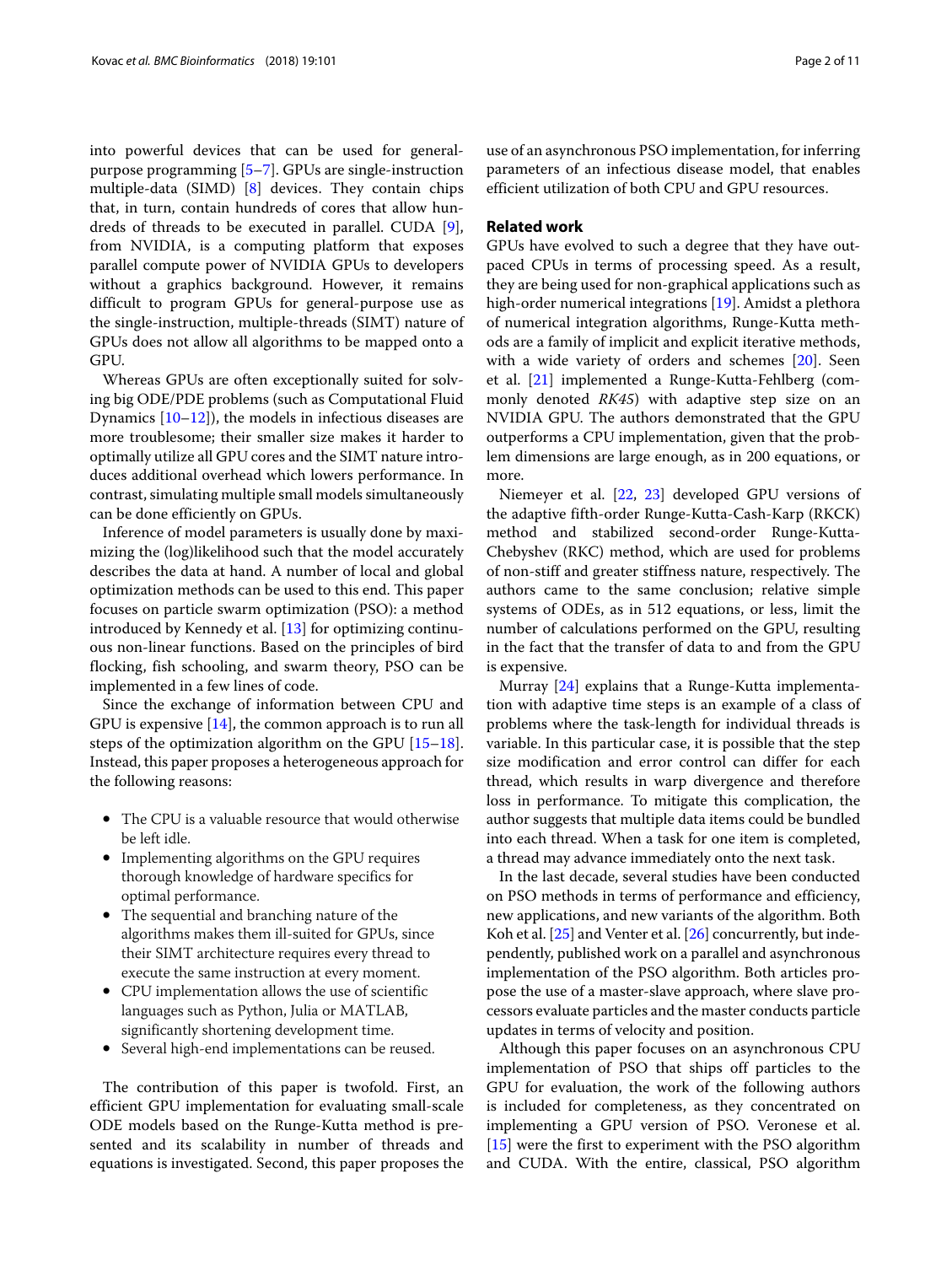into powerful devices that can be used for general-purpose programming [5–7]. GPUs are single-instruction multiple-data (SIMD) [8] devices. They contain chips that, in turn, contain hundreds of cores that allow hundreds of threads to be executed in parallel. CUDA [9], from NVIDIA, is a computing platform that exposes parallel compute power of NVIDIA GPUs to developers without a graphics background. However, it remains difficult to program GPUs for general-purpose use as the single-instruction, multiple-threads (SIMT) nature of GPUs does not allow all algorithms to be mapped onto a GPU.

Whereas GPUs are often exceptionally suited for solving big ODE/PDE problems (such as Computational Fluid Dynamics [10–12]), the models in infectious diseases are more troublesome; their smaller size makes it harder to optimally utilize all GPU cores and the SIMT nature introduces additional overhead which lowers performance. In contrast, simulating multiple small models simultaneously can be done efficiently on GPUs.

Inference of model parameters is usually done by maximizing the (log)likelihood such that the model accurately describes the data at hand. A number of local and global optimization methods can be used to this end. This paper focuses on particle swarm optimization (PSO): a method introduced by Kennedy et al. [13] for optimizing continuous non-linear functions. Based on the principles of bird flocking, fish schooling, and swarm theory, PSO can be implemented in a few lines of code.

Since the exchange of information between CPU and GPU is expensive [14], the common approach is to run all steps of the optimization algorithm on the GPU [15–18]. Instead, this paper proposes a heterogeneous approach for the following reasons:

- The CPU is a valuable resource that would otherwise be left idle.
- Implementing algorithms on the GPU requires thorough knowledge of hardware specifics for optimal performance.
- The sequential and branching nature of the algorithms makes them ill-suited for GPUs, since their SIMT architecture requires every thread to execute the same instruction at every moment.
- CPU implementation allows the use of scientific languages such as Python, Julia or MATLAB, significantly shortening development time.
- Several high-end implementations can be reused.

The contribution of this paper is twofold. First, an efficient GPU implementation for evaluating small-scale ODE models based on the Runge-Kutta method is presented and its scalability in number of threads and equations is investigated. Second, this paper proposes the use of an asynchronous PSO implementation, for inferring parameters of an infectious disease model, that enables efficient utilization of both CPU and GPU resources.

## Related work

GPUs have evolved to such a degree that they have outpaced CPUs in terms of processing speed. As a result, they are being used for non-graphical applications such as high-order numerical integrations [19]. Amidst a plethora of numerical integration algorithms, Runge-Kutta methods are a family of implicit and explicit iterative methods, with a wide variety of orders and schemes [20]. Seen et al. [21] implemented a Runge-Kutta-Fehlberg (commonly denoted *RK45*) with adaptive step size on an NVIDIA GPU. The authors demonstrated that the GPU outperforms a CPU implementation, given that the problem dimensions are large enough, as in 200 equations, or more.

Niemeyer et al. [22, 23] developed GPU versions of the adaptive fifth-order Runge-Kutta-Cash-Karp (RKCK) method and stabilized second-order Runge-Kutta-Chebyshev (RKC) method, which are used for problems of non-stiff and greater stiffness nature, respectively. The authors came to the same conclusion; relative simple systems of ODEs, as in 512 equations, or less, limit the number of calculations performed on the GPU, resulting in the fact that the transfer of data to and from the GPU is expensive.

Murray [24] explains that a Runge-Kutta implementation with adaptive time steps is an example of a class of problems where the task-length for individual threads is variable. In this particular case, it is possible that the step size modification and error control can differ for each thread, which results in warp divergence and therefore loss in performance. To mitigate this complication, the author suggests that multiple data items could be bundled into each thread. When a task for one item is completed, a thread may advance immediately onto the next task.

In the last decade, several studies have been conducted on PSO methods in terms of performance and efficiency, new applications, and new variants of the algorithm. Both Koh et al. [25] and Venter et al. [26] concurrently, but independently, published work on a parallel and asynchronous implementation of the PSO algorithm. Both articles propose the use of a master-slave approach, where slave processors evaluate particles and the master conducts particle updates in terms of velocity and position.

Although this paper focuses on an asynchronous CPU implementation of PSO that ships off particles to the GPU for evaluation, the work of the following authors is included for completeness, as they concentrated on implementing a GPU version of PSO. Veronese et al. [15] were the first to experiment with the PSO algorithm and CUDA. With the entire, classical, PSO algorithm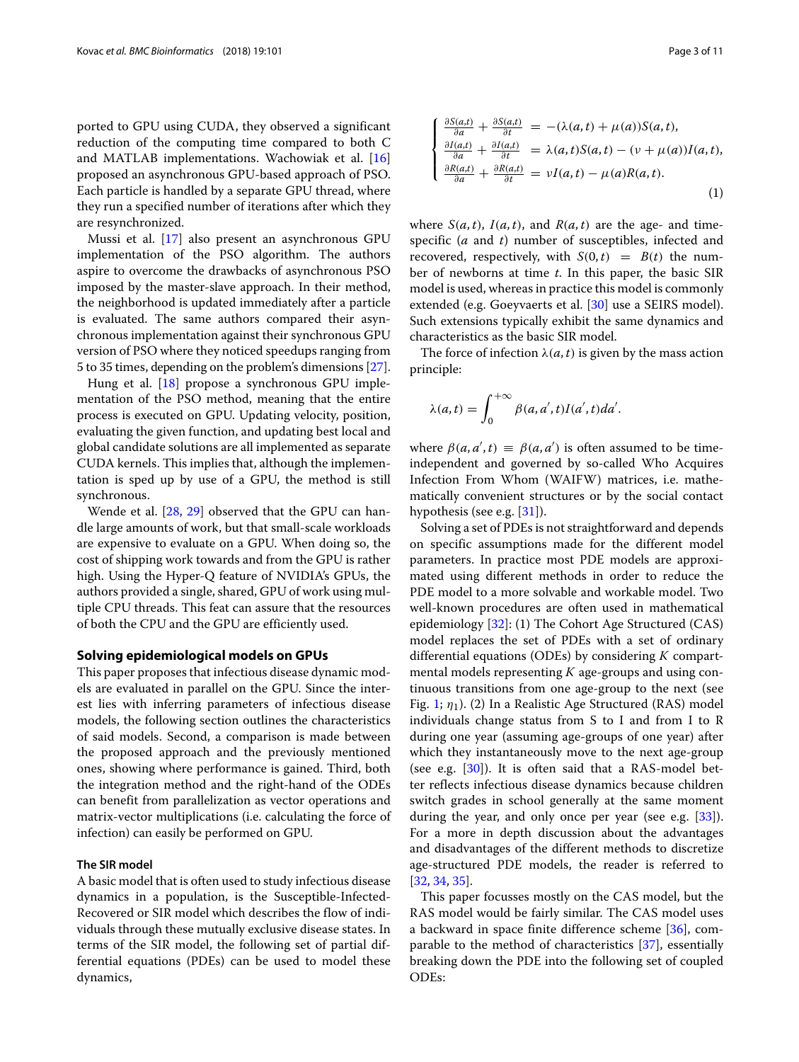ported to GPU using CUDA, they observed a significant reduction of the computing time compared to both C and MATLAB implementations. Wachowiak et al. [16] proposed an asynchronous GPU-based approach of PSO. Each particle is handled by a separate GPU thread, where they run a specified number of iterations after which they are resynchronized.

Mussi et al. [17] also present an asynchronous GPU implementation of the PSO algorithm. The authors aspire to overcome the drawbacks of asynchronous PSO imposed by the master-slave approach. In their method, the neighborhood is updated immediately after a particle is evaluated. The same authors compared their asynchronous implementation against their synchronous GPU version of PSO where they noticed speedups ranging from 5 to 35 times, depending on the problem's dimensions [27].

Hung et al. [18] propose a synchronous GPU implementation of the PSO method, meaning that the entire process is executed on GPU. Updating velocity, position, evaluating the given function, and updating best local and global candidate solutions are all implemented as separate CUDA kernels. This implies that, although the implementation is sped up by use of a GPU, the method is still synchronous.

Wende et al. [28, 29] observed that the GPU can handle large amounts of work, but that small-scale workloads are expensive to evaluate on a GPU. When doing so, the cost of shipping work towards and from the GPU is rather high. Using the Hyper-Q feature of NVIDIA's GPUs, the authors provided a single, shared, GPU of work using multiple CPU threads. This feat can assure that the resources of both the CPU and the GPU are efficiently used.

## Solving epidemiological models on GPUs

This paper proposes that infectious disease dynamic models are evaluated in parallel on the GPU. Since the interest lies with inferring parameters of infectious disease models, the following section outlines the characteristics of said models. Second, a comparison is made between the proposed approach and the previously mentioned ones, showing where performance is gained. Third, both the integration method and the right-hand of the ODEs can benefit from parallelization as vector operations and matrix-vector multiplications (i.e. calculating the force of infection) can easily be performed on GPU.

### The SIR model

A basic model that is often used to study infectious disease dynamics in a population, is the Susceptible-Infected-Recovered or SIR model which describes the flow of individuals through these mutually exclusive disease states. In terms of the SIR model, the following set of partial differential equations (PDEs) can be used to model these dynamics,

$$
\begin{cases}
\frac{\partial S(a,t)}{\partial a} + \frac{\partial S(a,t)}{\partial t} = -(\lambda(a,t) + \mu(a))S(a,t), \\
\frac{\partial I(a,t)}{\partial a} + \frac{\partial I(a,t)}{\partial t} = \lambda(a,t)S(a,t) - (\nu + \mu(a))I(a,t), \\
\frac{\partial R(a,t)}{\partial a} + \frac{\partial R(a,t)}{\partial t} = \nu I(a,t) - \mu(a)R(a,t).
\end{cases}
\tag{1}
$$

where $S(a,t)$, $I(a,t)$, and $R(a,t)$ are the age- and time-specific ($a$ and $t$) number of susceptibles, infected and recovered, respectively, with $S(0,t) = B(t)$ the number of newborns at time $t$. In this paper, the basic SIR model is used, whereas in practice this model is commonly extended (e.g. Goeyvaerts et al. [30] use a SEIRS model). Such extensions typically exhibit the same dynamics and characteristics as the basic SIR model.

The force of infection $\lambda(a,t)$ is given by the mass action principle:

$$
\lambda(a,t) = \int_0^{+\infty} \beta(a,a',t)I(a',t)da'.
$$

where $\beta(a,a',t) \equiv \beta(a,a')$ is often assumed to be time-independent and governed by so-called Who Acquires Infection From Whom (WAIFW) matrices, i.e. mathematically convenient structures or by the social contact hypothesis (see e.g. [31]).

Solving a set of PDEs is not straightforward and depends on specific assumptions made for the different model parameters. In practice most PDE models are approximated using different methods in order to reduce the PDE model to a more solvable and workable model. Two well-known procedures are often used in mathematical epidemiology [32]: (1) The Cohort Age Structured (CAS) model replaces the set of PDEs with a set of ordinary differential equations (ODEs) by considering $K$ compartmental models representing $K$ age-groups and using continuous transitions from one age-group to the next (see Fig. 1; $\eta_1$). (2) In a Realistic Age Structured (RAS) model individuals change status from S to I and from I to R during one year (assuming age-groups of one year) after which they instantaneously move to the next age-group (see e.g. [30]). It is often said that a RAS-model better reflects infectious disease dynamics because children switch grades in school generally at the same moment during the year, and only once per year (see e.g. [33]). For a more in depth discussion about the advantages and disadvantages of the different methods to discretize age-structured PDE models, the reader is referred to [32, 34, 35].

This paper focusses mostly on the CAS model, but the RAS model would be fairly similar. The CAS model uses a backward in space finite difference scheme [36], comparable to the method of characteristics [37], essentially breaking down the PDE into the following set of coupled ODEs: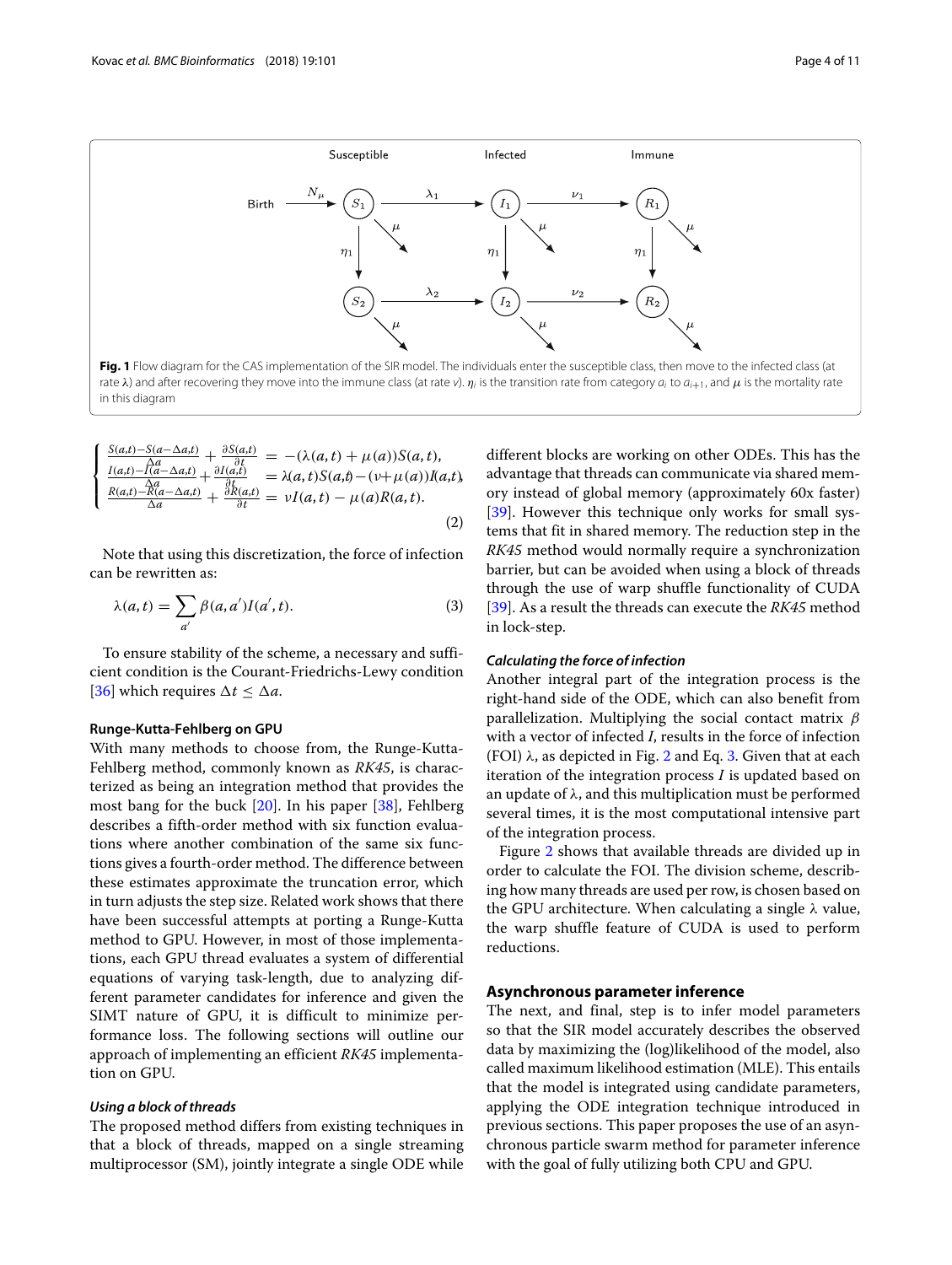**Fig. 1** Flow diagram for the CAS implementation of the SIR model. The individuals enter the susceptible class, then move to the infected class (at rate $\lambda$) and after recovering they move into the immune class (at rate $\nu$). $\eta_i$ is the transition rate from category $a_i$ to $a_{i+1}$, and $\mu$ is the mortality rate in this diagram

$$\begin{cases} \frac{S(a,t)-S(a-\Delta a,t)}{\Delta a} + \frac{\partial S(a,t)}{\partial t} &= -(\lambda(a,t)+\mu(a))S(a,t), \\ \frac{I(a,t)-I(a-\Delta a,t)}{\Delta a} + \frac{\partial I(a,t)}{\partial t} &= \lambda(a,t)S(a,t) - (\nu+\mu(a))I(a,t), \\ \frac{R(a,t)-R(a-\Delta a,t)}{\Delta a} + \frac{\partial R(a,t)}{\partial t} &= \nu I(a,t) - \mu(a)R(a,t). \end{cases} \tag{2}$$

Note that using this discretization, the force of infection can be rewritten as:

$$\lambda(a,t) = \sum_{a'} \beta(a,a')I(a',t). \tag{3}$$

To ensure stability of the scheme, a necessary and sufficient condition is the Courant-Friedrichs-Lewy condition [36] which requires $\Delta t \leq \Delta a$.

### Runge-Kutta-Fehlberg on GPU

With many methods to choose from, the Runge-Kutta-Fehlberg method, commonly known as *RK45*, is characterized as being an integration method that provides the most bang for the buck [20]. In his paper [38], Fehlberg describes a fifth-order method with six function evaluations where another combination of the same six functions gives a fourth-order method. The difference between these estimates approximate the truncation error, which in turn adjusts the step size. Related work shows that there have been successful attempts at porting a Runge-Kutta method to GPU. However, in most of those implementations, each GPU thread evaluates a system of differential equations of varying task-length, due to analyzing different parameter candidates for inference and given the SIMT nature of GPU, it is difficult to minimize performance loss. The following sections will outline our approach of implementing an efficient *RK45* implementation on GPU.

#### *Using a block of threads*

The proposed method differs from existing techniques in that a block of threads, mapped on a single streaming multiprocessor (SM), jointly integrate a single ODE while different blocks are working on other ODEs. This has the advantage that threads can communicate via shared memory instead of global memory (approximately 60x faster) [39]. However this technique only works for small systems that fit in shared memory. The reduction step in the *RK45* method would normally require a synchronization barrier, but can be avoided when using a block of threads through the use of warp shuffle functionality of CUDA [39]. As a result the threads can execute the *RK45* method in lock-step.

#### *Calculating the force of infection*

Another integral part of the integration process is the right-hand side of the ODE, which can also benefit from parallelization. Multiplying the social contact matrix $\beta$ with a vector of infected $I$, results in the force of infection (FOI) $\lambda$, as depicted in Fig. 2 and Eq. 3. Given that at each iteration of the integration process $I$ is updated based on an update of $\lambda$, and this multiplication must be performed several times, it is the most computational intensive part of the integration process.

Figure 2 shows that available threads are divided up in order to calculate the FOI. The division scheme, describing how many threads are used per row, is chosen based on the GPU architecture. When calculating a single $\lambda$ value, the warp shuffle feature of CUDA is used to perform reductions.

### Asynchronous parameter inference

The next, and final, step is to infer model parameters so that the SIR model accurately describes the observed data by maximizing the (log)likelihood of the model, also called maximum likelihood estimation (MLE). This entails that the model is integrated using candidate parameters, applying the ODE integration technique introduced in previous sections. This paper proposes the use of an asynchronous particle swarm method for parameter inference with the goal of fully utilizing both CPU and GPU.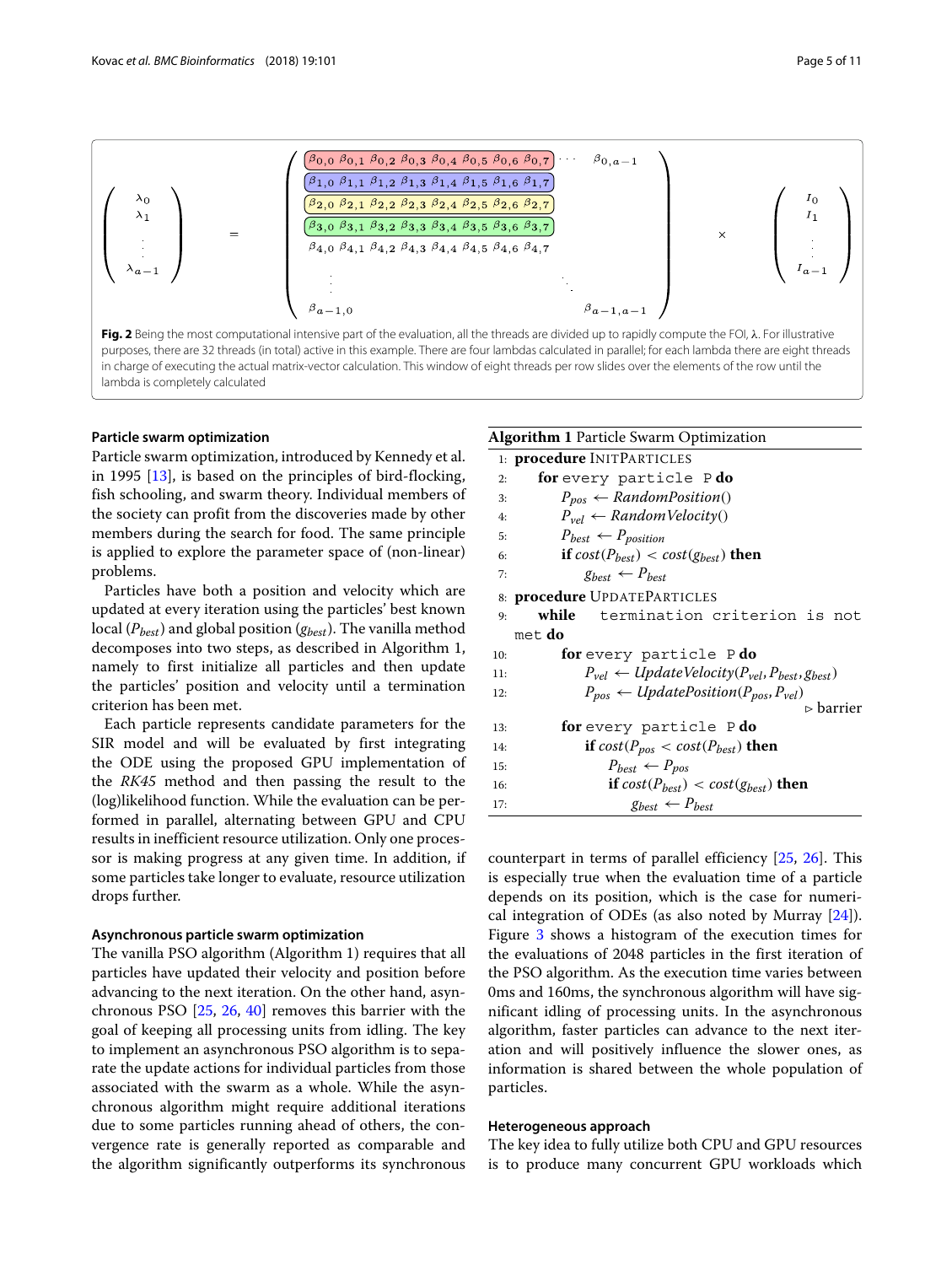$$
\begin{pmatrix} \lambda_0 \\ \lambda_1 \\ \vdots \\ \lambda_{a-1} \end{pmatrix} = \begin{pmatrix} \beta_{0,0} & \beta_{0,1} & \beta_{0,2} & \beta_{0,3} & \beta_{0,4} & \beta_{0,5} & \beta_{0,6} & \beta_{0,7} & \cdots & \beta_{0,a-1} \\ \beta_{1,0} & \beta_{1,1} & \beta_{1,2} & \beta_{1,3} & \beta_{1,4} & \beta_{1,5} & \beta_{1,6} & \beta_{1,7} & & \\ \beta_{2,0} & \beta_{2,1} & \beta_{2,2} & \beta_{2,3} & \beta_{2,4} & \beta_{2,5} & \beta_{2,6} & \beta_{2,7} & & \\ \beta_{3,0} & \beta_{3,1} & \beta_{3,2} & \beta_{3,3} & \beta_{3,4} & \beta_{3,5} & \beta_{3,6} & \beta_{3,7} & & \\ \beta_{4,0} & \beta_{4,1} & \beta_{4,2} & \beta_{4,3} & \beta_{4,4} & \beta_{4,5} & \beta_{4,6} & \beta_{4,7} & & \\ \vdots & & & & & & & & \ddots & \\ \beta_{a-1,0} & & & & & & & & & \beta_{a-1,a-1} \end{pmatrix} \times \begin{pmatrix} I_0 \\ I_1 \\ \vdots \\ I_{a-1} \end{pmatrix}
$$

**Fig. 2** Being the most computational intensive part of the evaluation, all the threads are divided up to rapidly compute the FOI, λ. For illustrative purposes, there are 32 threads (in total) active in this example. There are four lambdas calculated in parallel; for each lambda there are eight threads in charge of executing the actual matrix-vector calculation. This window of eight threads per row slides over the elements of the row until the lambda is completely calculated

#### Particle swarm optimization

Particle swarm optimization, introduced by Kennedy et al. in 1995 [13], is based on the principles of bird-flocking, fish schooling, and swarm theory. Individual members of the society can profit from the discoveries made by other members during the search for food. The same principle is applied to explore the parameter space of (non-linear) problems.

Particles have both a position and velocity which are updated at every iteration using the particles' best known local ($P_{best}$) and global position ($g_{best}$). The vanilla method decomposes into two steps, as described in Algorithm 1, namely to first initialize all particles and then update the particles' position and velocity until a termination criterion has been met.

Each particle represents candidate parameters for the SIR model and will be evaluated by first integrating the ODE using the proposed GPU implementation of the *RK45* method and then passing the result to the (log)likelihood function. While the evaluation can be performed in parallel, alternating between GPU and CPU results in inefficient resource utilization. Only one processor is making progress at any given time. In addition, if some particles take longer to evaluate, resource utilization drops further.

#### Asynchronous particle swarm optimization

The vanilla PSO algorithm (Algorithm 1) requires that all particles have updated their velocity and position before advancing to the next iteration. On the other hand, asynchronous PSO [25, 26, 40] removes this barrier with the goal of keeping all processing units from idling. The key to implement an asynchronous PSO algorithm is to separate the update actions for individual particles from those associated with the swarm as a whole. While the asynchronous algorithm might require additional iterations due to some particles running ahead of others, the convergence rate is generally reported as comparable and the algorithm significantly outperforms its synchronous counterpart in terms of parallel efficiency [25, 26]. This is especially true when the evaluation time of a particle depends on its position, which is the case for numerical integration of ODEs (as also noted by Murray [24]). Figure 3 shows a histogram of the execution times for the evaluations of 2048 particles in the first iteration of the PSO algorithm. As the execution time varies between 0ms and 160ms, the synchronous algorithm will have significant idling of processing units. In the asynchronous algorithm, faster particles can advance to the next iteration and will positively influence the slower ones, as information is shared between the whole population of particles.

**Algorithm 1** Particle Swarm Optimization

```
1:  procedure InitParticles
2:      for every particle P do
3:          P_pos ← RandomPosition()
4:          P_vel ← RandomVelocity()
5:          P_best ← P_position
6:          if cost(P_best) < cost(g_best) then
7:              g_best ← P_best
8:  procedure UpdateParticles
9:      while termination criterion is not met do
10:         for every particle P do
11:             P_vel ← UpdateVelocity(P_vel, P_best, g_best)
12:             P_pos ← UpdatePosition(P_pos, P_vel)
                                                    ▷ barrier
13:         for every particle P do
14:             if cost(P_pos < cost(P_best) then
15:                 P_best ← P_pos
16:                 if cost(P_best) < cost(g_best) then
17:                     g_best ← P_best
```

#### Heterogeneous approach

The key idea to fully utilize both CPU and GPU resources is to produce many concurrent GPU workloads which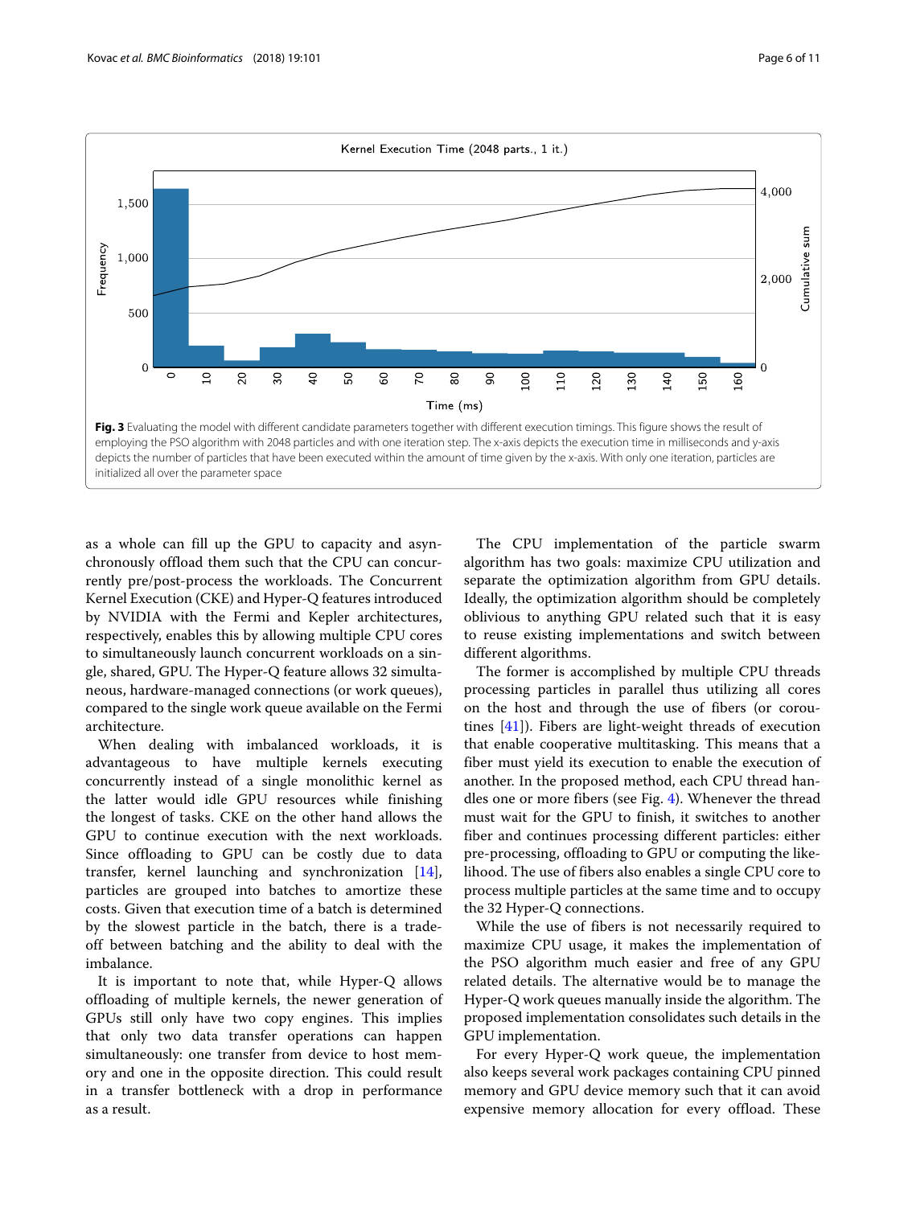Kernel Execution Time (2048 parts., 1 it.)

Frequency

1,500

1,000

500

0

0 10 20 30 40 50 60 70 80 90 100 110 120 130 140 150 160

Time (ms)

Cumulative sum

4,000

2,000

0

**Fig. 3** Evaluating the model with different candidate parameters together with different execution timings. This figure shows the result of employing the PSO algorithm with 2048 particles and with one iteration step. The x-axis depicts the execution time in milliseconds and y-axis depicts the number of particles that have been executed within the amount of time given by the x-axis. With only one iteration, particles are initialized all over the parameter space

as a whole can fill up the GPU to capacity and asynchronously offload them such that the CPU can concurrently pre/post-process the workloads. The Concurrent Kernel Execution (CKE) and Hyper-Q features introduced by NVIDIA with the Fermi and Kepler architectures, respectively, enables this by allowing multiple CPU cores to simultaneously launch concurrent workloads on a single, shared, GPU. The Hyper-Q feature allows 32 simultaneous, hardware-managed connections (or work queues), compared to the single work queue available on the Fermi architecture.

When dealing with imbalanced workloads, it is advantageous to have multiple kernels executing concurrently instead of a single monolithic kernel as the latter would idle GPU resources while finishing the longest of tasks. CKE on the other hand allows the GPU to continue execution with the next workloads. Since offloading to GPU can be costly due to data transfer, kernel launching and synchronization [14], particles are grouped into batches to amortize these costs. Given that execution time of a batch is determined by the slowest particle in the batch, there is a trade-off between batching and the ability to deal with the imbalance.

It is important to note that, while Hyper-Q allows offloading of multiple kernels, the newer generation of GPUs still only have two copy engines. This implies that only two data transfer operations can happen simultaneously: one transfer from device to host memory and one in the opposite direction. This could result in a transfer bottleneck with a drop in performance as a result.

The CPU implementation of the particle swarm algorithm has two goals: maximize CPU utilization and separate the optimization algorithm from GPU details. Ideally, the optimization algorithm should be completely oblivious to anything GPU related such that it is easy to reuse existing implementations and switch between different algorithms.

The former is accomplished by multiple CPU threads processing particles in parallel thus utilizing all cores on the host and through the use of fibers (or coroutines [41]). Fibers are light-weight threads of execution that enable cooperative multitasking. This means that a fiber must yield its execution to enable the execution of another. In the proposed method, each CPU thread handles one or more fibers (see Fig. 4). Whenever the thread must wait for the GPU to finish, it switches to another fiber and continues processing different particles: either pre-processing, offloading to GPU or computing the likelihood. The use of fibers also enables a single CPU core to process multiple particles at the same time and to occupy the 32 Hyper-Q connections.

While the use of fibers is not necessarily required to maximize CPU usage, it makes the implementation of the PSO algorithm much easier and free of any GPU related details. The alternative would be to manage the Hyper-Q work queues manually inside the algorithm. The proposed implementation consolidates such details in the GPU implementation.

For every Hyper-Q work queue, the implementation also keeps several work packages containing CPU pinned memory and GPU device memory such that it can avoid expensive memory allocation for every offload. These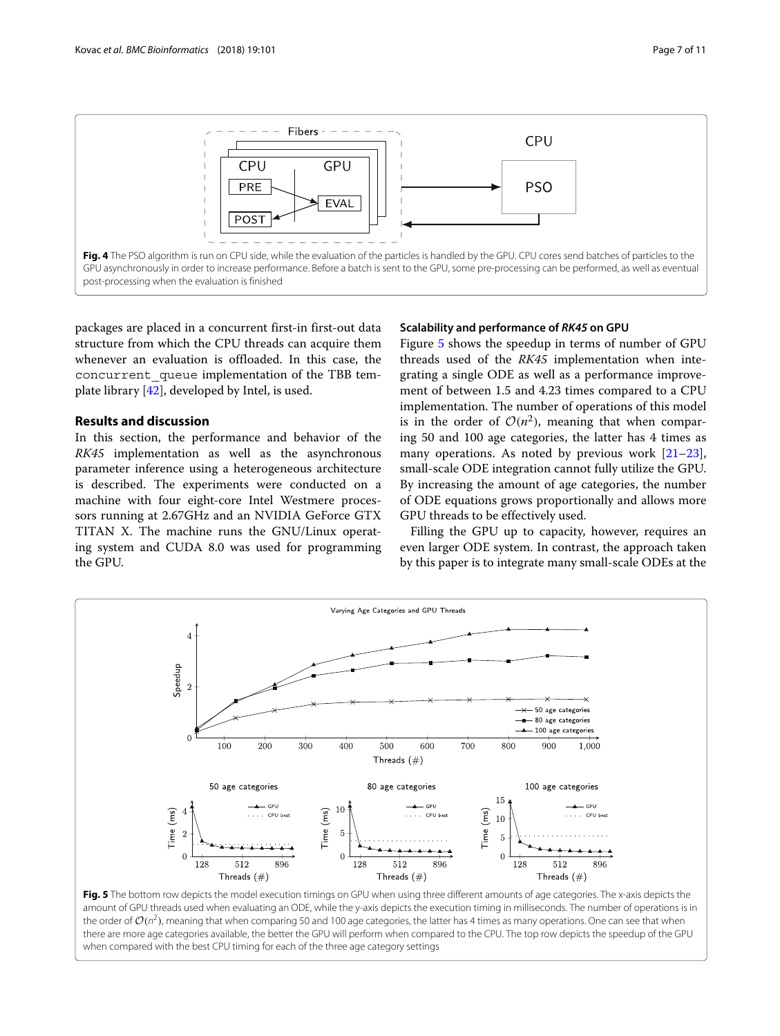Fig. 4 The PSO algorithm is run on CPU side, while the evaluation of the particles is handled by the GPU. CPU cores send batches of particles to the GPU asynchronously in order to increase performance. Before a batch is sent to the GPU, some pre-processing can be performed, as well as eventual post-processing when the evaluation is finished

packages are placed in a concurrent first-in first-out data structure from which the CPU threads can acquire them whenever an evaluation is offloaded. In this case, the `concurrent_queue` implementation of the TBB template library [42], developed by Intel, is used.

## Results and discussion

In this section, the performance and behavior of the *RK45* implementation as well as the asynchronous parameter inference using a heterogeneous architecture is described. The experiments were conducted on a machine with four eight-core Intel Westmere processors running at 2.67GHz and an NVIDIA GeForce GTX TITAN X. The machine runs the GNU/Linux operating system and CUDA 8.0 was used for programming the GPU.

### Scalability and performance of *RK45* on GPU

Figure 5 shows the speedup in terms of number of GPU threads used of the *RK45* implementation when integrating a single ODE as well as a performance improvement of between 1.5 and 4.23 times compared to a CPU implementation. The number of operations of this model is in the order of $\mathcal{O}(n^2)$, meaning that when comparing 50 and 100 age categories, the latter has 4 times as many operations. As noted by previous work [21–23], small-scale ODE integration cannot fully utilize the GPU. By increasing the amount of age categories, the number of ODE equations grows proportionally and allows more GPU threads to be effectively used.

Filling the GPU up to capacity, however, requires an even larger ODE system. In contrast, the approach taken by this paper is to integrate many small-scale ODEs at the

Fig. 5 The bottom row depicts the model execution timings on GPU when using three different amounts of age categories. The x-axis depicts the amount of GPU threads used when evaluating an ODE, while the y-axis depicts the execution timing in milliseconds. The number of operations is in the order of $\mathcal{O}(n^2)$, meaning that when comparing 50 and 100 age categories, the latter has 4 times as many operations. One can see that when there are more age categories available, the better the GPU will perform when compared to the CPU. The top row depicts the speedup of the GPU when compared with the best CPU timing for each of the three age category settings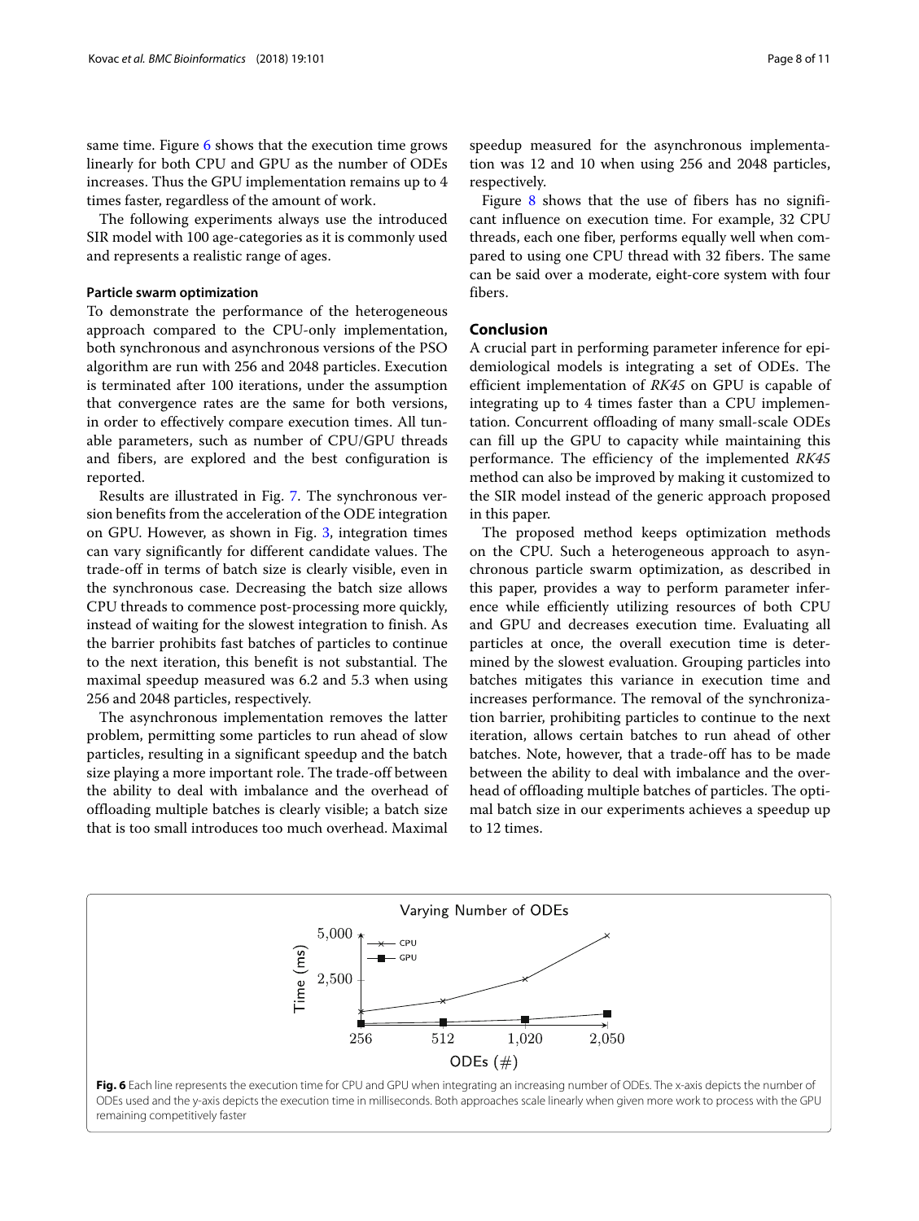same time. Figure 6 shows that the execution time grows linearly for both CPU and GPU as the number of ODEs increases. Thus the GPU implementation remains up to 4 times faster, regardless of the amount of work.

The following experiments always use the introduced SIR model with 100 age-categories as it is commonly used and represents a realistic range of ages.

#### Particle swarm optimization

To demonstrate the performance of the heterogeneous approach compared to the CPU-only implementation, both synchronous and asynchronous versions of the PSO algorithm are run with 256 and 2048 particles. Execution is terminated after 100 iterations, under the assumption that convergence rates are the same for both versions, in order to effectively compare execution times. All tunable parameters, such as number of CPU/GPU threads and fibers, are explored and the best configuration is reported.

Results are illustrated in Fig. 7. The synchronous version benefits from the acceleration of the ODE integration on GPU. However, as shown in Fig. 3, integration times can vary significantly for different candidate values. The trade-off in terms of batch size is clearly visible, even in the synchronous case. Decreasing the batch size allows CPU threads to commence post-processing more quickly, instead of waiting for the slowest integration to finish. As the barrier prohibits fast batches of particles to continue to the next iteration, this benefit is not substantial. The maximal speedup measured was 6.2 and 5.3 when using 256 and 2048 particles, respectively.

The asynchronous implementation removes the latter problem, permitting some particles to run ahead of slow particles, resulting in a significant speedup and the batch size playing a more important role. The trade-off between the ability to deal with imbalance and the overhead of offloading multiple batches is clearly visible; a batch size that is too small introduces too much overhead. Maximal speedup measured for the asynchronous implementation was 12 and 10 when using 256 and 2048 particles, respectively.

Figure 8 shows that the use of fibers has no significant influence on execution time. For example, 32 CPU threads, each one fiber, performs equally well when compared to using one CPU thread with 32 fibers. The same can be said over a moderate, eight-core system with four fibers.

## Conclusion

A crucial part in performing parameter inference for epidemiological models is integrating a set of ODEs. The efficient implementation of *RK45* on GPU is capable of integrating up to 4 times faster than a CPU implementation. Concurrent offloading of many small-scale ODEs can fill up the GPU to capacity while maintaining this performance. The efficiency of the implemented *RK45* method can also be improved by making it customized to the SIR model instead of the generic approach proposed in this paper.

The proposed method keeps optimization methods on the CPU. Such a heterogeneous approach to asynchronous particle swarm optimization, as described in this paper, provides a way to perform parameter inference while efficiently utilizing resources of both CPU and GPU and decreases execution time. Evaluating all particles at once, the overall execution time is determined by the slowest evaluation. Grouping particles into batches mitigates this variance in execution time and increases performance. The removal of the synchronization barrier, prohibiting particles to continue to the next iteration, allows certain batches to run ahead of other batches. Note, however, that a trade-off has to be made between the ability to deal with imbalance and the overhead of offloading multiple batches of particles. The optimal batch size in our experiments achieves a speedup up to 12 times.

**Fig. 6** Each line represents the execution time for CPU and GPU when integrating an increasing number of ODEs. The x-axis depicts the number of ODEs used and the y-axis depicts the execution time in milliseconds. Both approaches scale linearly when given more work to process with the GPU remaining competitively faster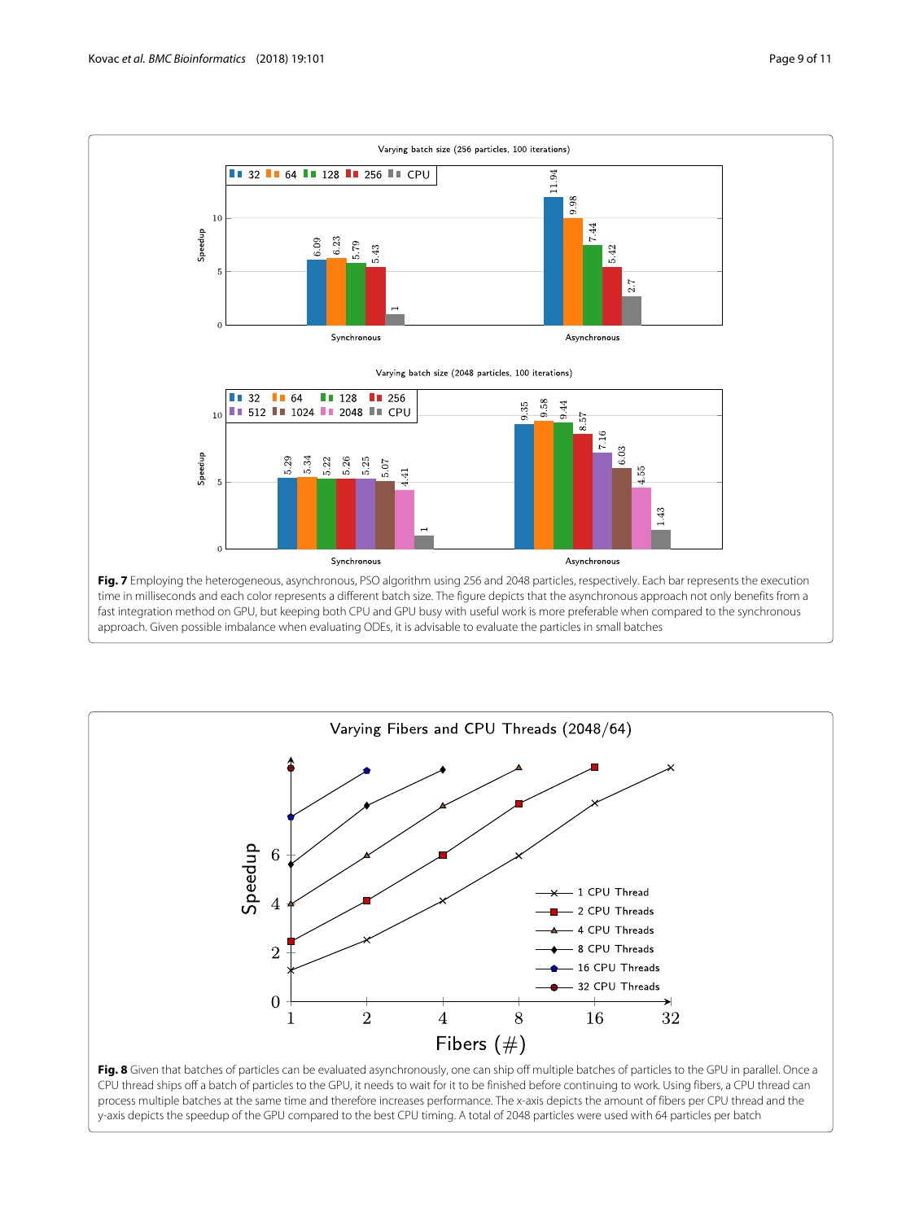**Fig. 7** Employing the heterogeneous, asynchronous, PSO algorithm using 256 and 2048 particles, respectively. Each bar represents the execution time in milliseconds and each color represents a different batch size. The figure depicts that the asynchronous approach not only benefits from a fast integration method on GPU, but keeping both CPU and GPU busy with useful work is more preferable when compared to the synchronous approach. Given possible imbalance when evaluating ODEs, it is advisable to evaluate the particles in small batches

**Fig. 8** Given that batches of particles can be evaluated asynchronously, one can ship off multiple batches of particles to the GPU in parallel. Once a CPU thread ships off a batch of particles to the GPU, it needs to wait for it to be finished before continuing to work. Using fibers, a CPU thread can process multiple batches at the same time and therefore increases performance. The x-axis depicts the amount of fibers per CPU thread and the y-axis depicts the speedup of the GPU compared to the best CPU timing. A total of 2048 particles were used with 64 particles per batch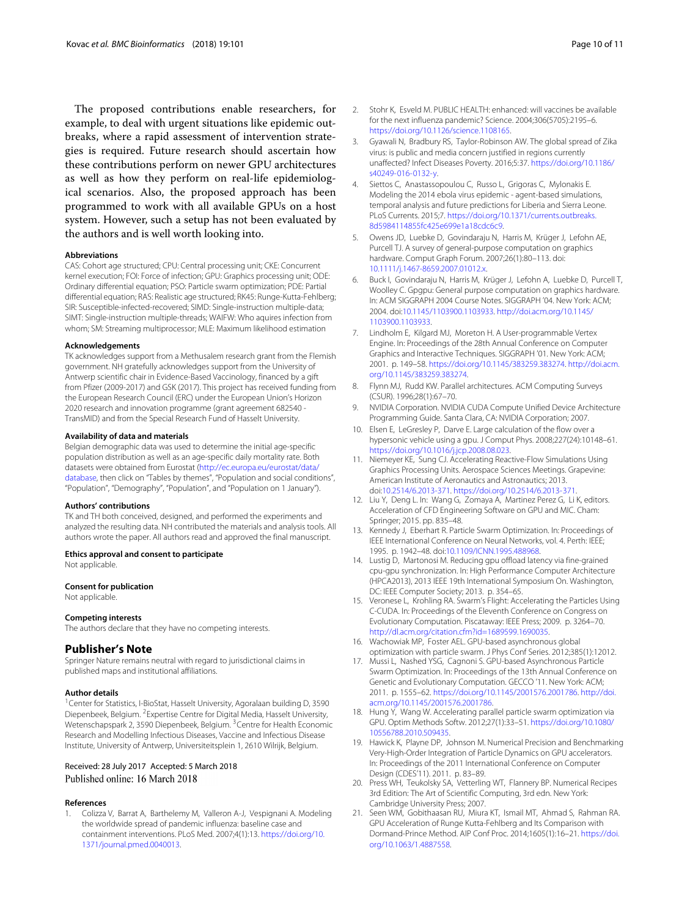The proposed contributions enable researchers, for example, to deal with urgent situations like epidemic outbreaks, where a rapid assessment of intervention strategies is required. Future research should ascertain how these contributions perform on newer GPU architectures as well as how they perform on real-life epidemiological scenarios. Also, the proposed approach has been programmed to work with all available GPUs on a host system. However, such a setup has not been evaluated by the authors and is well worth looking into.

#### Abbreviations
CAS: Cohort age structured; CPU: Central processing unit; CKE: Concurrent kernel execution; FOI: Force of infection; GPU: Graphics processing unit; ODE: Ordinary differential equation; PSO: Particle swarm optimization; PDE: Partial differential equation; RAS: Realistic age structured; RK45: Runge-Kutta-Fehlberg; SIR: Susceptible-infected-recovered; SIMD: Single-instruction multiple-data; SIMT: Single-instruction multiple-threads; WAIFW: Who aquires infection from whom; SM: Streaming multiprocessor; MLE: Maximum likelihood estimation

#### Acknowledgements
TK acknowledges support from a Methusalem research grant from the Flemish government. NH gratefully acknowledges support from the University of Antwerp scientific chair in Evidence-Based Vaccinology, financed by a gift from Pfizer (2009-2017) and GSK (2017). This project has received funding from the European Research Council (ERC) under the European Union's Horizon 2020 research and innovation programme (grant agreement 682540 - TransMID) and from the Special Research Fund of Hasselt University.

#### Availability of data and materials
Belgian demographic data was used to determine the initial age-specific population distribution as well as an age-specific daily mortality rate. Both datasets were obtained from Eurostat (http://ec.europa.eu/eurostat/data/database, then click on "Tables by themes", "Population and social conditions", "Population", "Demography", "Population", and "Population on 1 January").

#### Authors' contributions
TK and TH both conceived, designed, and performed the experiments and analyzed the resulting data. NH contributed the materials and analysis tools. All authors wrote the paper. All authors read and approved the final manuscript.

#### Ethics approval and consent to participate
Not applicable.

#### Consent for publication
Not applicable.

#### Competing interests
The authors declare that they have no competing interests.

## Publisher's Note
Springer Nature remains neutral with regard to jurisdictional claims in published maps and institutional affiliations.

#### Author details
[1]Center for Statistics, I-BioStat, Hasselt University, Agoralaan building D, 3590 Diepenbeek, Belgium. [2]Expertise Centre for Digital Media, Hasselt University, Wetenschapspark 2, 3590 Diepenbeek, Belgium. [3]Centre for Health Economic Research and Modelling Infectious Diseases, Vaccine and Infectious Disease Institute, University of Antwerp, Universiteitsplein 1, 2610 Wilrijk, Belgium.

Received: 28 July 2017 Accepted: 5 March 2018
Published online: 16 March 2018

#### References
1. Colizza V, Barrat A, Barthelemy M, Valleron A-J, Vespignani A. Modeling the worldwide spread of pandemic influenza: baseline case and containment interventions. PLoS Med. 2007;4(1):13. https://doi.org/10.1371/journal.pmed.0040013.
2. Stohr K, Esveld M. PUBLIC HEALTH: enhanced: will vaccines be available for the next influenza pandemic? Science. 2004;306(5705):2195–6. https://doi.org/10.1126/science.1108165.
3. Gyawali N, Bradbury RS, Taylor-Robinson AW. The global spread of Zika virus: is public and media concern justified in regions currently unaffected? Infect Diseases Poverty. 2016;5:37. https://doi.org/10.1186/s40249-016-0132-y.
4. Siettos C, Anastassopoulou C, Russo L, Grigoras C, Mylonakis E. Modeling the 2014 ebola virus epidemic - agent-based simulations, temporal analysis and future predictions for Liberia and Sierra Leone. PLoS Currents. 2015;7. https://doi.org/10.1371/currents.outbreaks.8d5984114855fc425e699e1a18cdc6c9.
5. Owens JD, Luebke D, Govindaraju N, Harris M, Krüger J, Lefohn AE, Purcell TJ. A survey of general-purpose computation on graphics hardware. Comput Graph Forum. 2007;26(1):80–113. doi: 10.1111/j.1467-8659.2007.01012.x.
6. Buck I, Govindaraju N, Harris M, Krüger J, Lefohn A, Luebke D, Purcell T, Woolley C. Gpgpu: General purpose computation on graphics hardware. In: ACM SIGGRAPH 2004 Course Notes. SIGGRAPH '04. New York: ACM; 2004. doi:10.1145/1103900.1103933. http://doi.acm.org/10.1145/1103900.1103933.
7. Lindholm E, Kilgard MJ, Moreton H. A User-programmable Vertex Engine. In: Proceedings of the 28th Annual Conference on Computer Graphics and Interactive Techniques. SIGGRAPH '01. New York: ACM; 2001. p. 149–58. https://doi.org/10.1145/383259.383274. http://doi.acm.org/10.1145/383259.383274.
8. Flynn MJ, Rudd KW. Parallel architectures. ACM Computing Surveys (CSUR). 1996;28(1):67–70.
9. NVIDIA Corporation. NVIDIA CUDA Compute Unified Device Architecture Programming Guide. Santa Clara, CA: NVIDIA Corporation; 2007.
10. Elsen E, LeGresley P, Darve E. Large calculation of the flow over a hypersonic vehicle using a gpu. J Comput Phys. 2008;227(24):10148–61. https://doi.org/10.1016/j.jcp.2008.08.023.
11. Niemeyer KE, Sung CJ. Accelerating Reactive-Flow Simulations Using Graphics Processing Units. Aerospace Sciences Meetings. Grapevine: American Institute of Aeronautics and Astronautics; 2013. doi:10.2514/6.2013-371. https://doi.org/10.2514/6.2013-371.
12. Liu Y, Deng L. In: Wang G, Zomaya A, Martinez Perez G, Li K, editors. Acceleration of CFD Engineering Software on GPU and MIC. Cham: Springer; 2015. pp. 835–48.
13. Kennedy J, Eberhart R. Particle Swarm Optimization. In: Proceedings of IEEE International Conference on Neural Networks, vol. 4. Perth: IEEE; 1995. p. 1942–48. doi:10.1109/ICNN.1995.488968.
14. Lustig D, Martonosi M. Reducing gpu offload latency via fine-grained cpu-gpu synchronization. In: High Performance Computer Architecture (HPCA2013), 2013 IEEE 19th International Symposium On. Washington, DC: IEEE Computer Society; 2013. p. 354–65.
15. Veronese L, Krohling RA. Swarm's Flight: Accelerating the Particles Using C-CUDA. In: Proceedings of the Eleventh Conference on Congress on Evolutionary Computation. Piscataway: IEEE Press; 2009. p. 3264–70. http://dl.acm.org/citation.cfm?id=1689599.1690035.
16. Wachowiak MP, Foster AEL. GPU-based asynchronous global optimization with particle swarm. J Phys Conf Series. 2012;385(1):12012.
17. Mussi L, Nashed YSG, Cagnoni S. GPU-based Asynchronous Particle Swarm Optimization. In: Proceedings of the 13th Annual Conference on Genetic and Evolutionary Computation. GECCO '11. New York: ACM; 2011. p. 1555–62. https://doi.org/10.1145/2001576.2001786. http://doi.acm.org/10.1145/2001576.2001786.
18. Hung Y, Wang W. Accelerating parallel particle swarm optimization via GPU. Optim Methods Softw. 2012;27(1):33–51. https://doi.org/10.1080/10556788.2010.509435.
19. Hawick K, Playne DP, Johnson M. Numerical Precision and Benchmarking Very-High-Order Integration of Particle Dynamics on GPU accelerators. In: Proceedings of the 2011 International Conference on Computer Design (CDES'11). 2011. p. 83–89.
20. Press WH, Teukolsky SA, Vetterling WT, Flannery BP. Numerical Recipes 3rd Edition: The Art of Scientific Computing, 3rd edn. New York: Cambridge University Press; 2007.
21. Seen WM, Gobithaasan RU, Miura KT, Ismail MT, Ahmad S, Rahman RA. GPU Acceleration of Runge Kutta-Fehlberg and Its Comparison with Dormand-Prince Method. AIP Conf Proc. 2014;1605(1):16–21. https://doi.org/10.1063/1.4887558.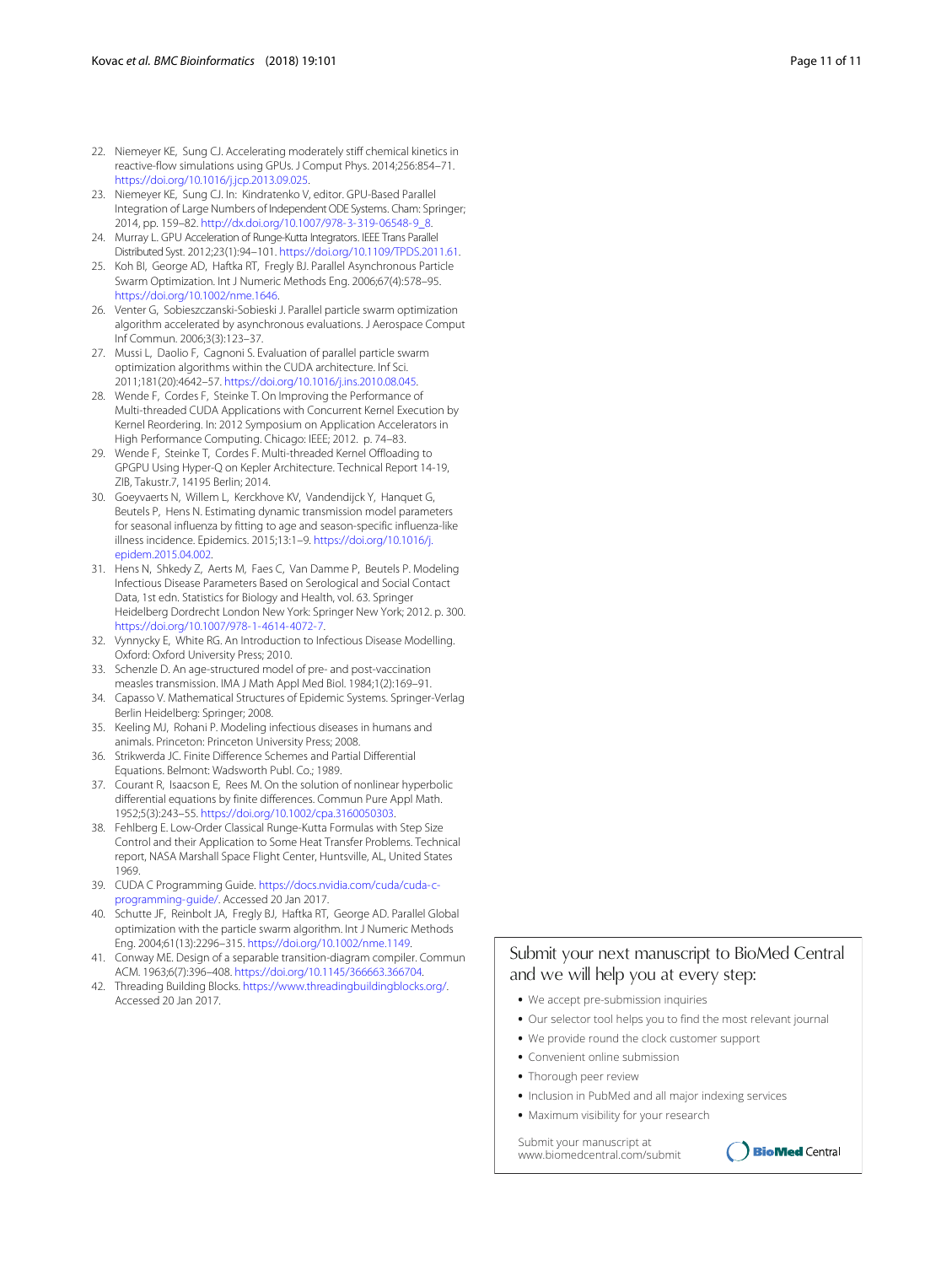22. Niemeyer KE, Sung CJ. Accelerating moderately stiff chemical kinetics in reactive-flow simulations using GPUs. J Comput Phys. 2014;256:854–71. https://doi.org/10.1016/j.jcp.2013.09.025.
23. Niemeyer KE, Sung CJ. In: Kindratenko V, editor. GPU-Based Parallel Integration of Large Numbers of Independent ODE Systems. Cham: Springer; 2014, pp. 159–82. http://dx.doi.org/10.1007/978-3-319-06548-9_8.
24. Murray L. GPU Acceleration of Runge-Kutta Integrators. IEEE Trans Parallel Distributed Syst. 2012;23(1):94–101. https://doi.org/10.1109/TPDS.2011.61.
25. Koh BI, George AD, Haftka RT, Fregly BJ. Parallel Asynchronous Particle Swarm Optimization. Int J Numeric Methods Eng. 2006;67(4):578–95. https://doi.org/10.1002/nme.1646.
26. Venter G, Sobieszczanski-Sobieski J. Parallel particle swarm optimization algorithm accelerated by asynchronous evaluations. J Aerospace Comput Inf Commun. 2006;3(3):123–37.
27. Mussi L, Daolio F, Cagnoni S. Evaluation of parallel particle swarm optimization algorithms within the CUDA architecture. Inf Sci. 2011;181(20):4642–57. https://doi.org/10.1016/j.ins.2010.08.045.
28. Wende F, Cordes F, Steinke T. On Improving the Performance of Multi-threaded CUDA Applications with Concurrent Kernel Execution by Kernel Reordering. In: 2012 Symposium on Application Accelerators in High Performance Computing. Chicago: IEEE; 2012. p. 74–83.
29. Wende F, Steinke T, Cordes F. Multi-threaded Kernel Offloading to GPGPU Using Hyper-Q on Kepler Architecture. Technical Report 14-19, ZIB, Takustr.7, 14195 Berlin; 2014.
30. Goeyvaerts N, Willem L, Kerckhove KV, Vandendijck Y, Hanquet G, Beutels P, Hens N. Estimating dynamic transmission model parameters for seasonal influenza by fitting to age and season-specific influenza-like illness incidence. Epidemics. 2015;13:1–9. https://doi.org/10.1016/j.epidem.2015.04.002.
31. Hens N, Shkedy Z, Aerts M, Faes C, Van Damme P, Beutels P. Modeling Infectious Disease Parameters Based on Serological and Social Contact Data, 1st edn. Statistics for Biology and Health, vol. 63. Springer Heidelberg Dordrecht London New York: Springer New York; 2012. p. 300. https://doi.org/10.1007/978-1-4614-4072-7.
32. Vynnycky E, White RG. An Introduction to Infectious Disease Modelling. Oxford: Oxford University Press; 2010.
33. Schenzle D. An age-structured model of pre- and post-vaccination measles transmission. IMA J Math Appl Med Biol. 1984;1(2):169–91.
34. Capasso V. Mathematical Structures of Epidemic Systems. Springer-Verlag Berlin Heidelberg: Springer; 2008.
35. Keeling MJ, Rohani P. Modeling infectious diseases in humans and animals. Princeton: Princeton University Press; 2008.
36. Strikwerda JC. Finite Difference Schemes and Partial Differential Equations. Belmont: Wadsworth Publ. Co.; 1989.
37. Courant R, Isaacson E, Rees M. On the solution of nonlinear hyperbolic differential equations by finite differences. Commun Pure Appl Math. 1952;5(3):243–55. https://doi.org/10.1002/cpa.3160050303.
38. Fehlberg E. Low-Order Classical Runge-Kutta Formulas with Step Size Control and their Application to Some Heat Transfer Problems. Technical report, NASA Marshall Space Flight Center, Huntsville, AL, United States 1969.
39. CUDA C Programming Guide. https://docs.nvidia.com/cuda/cuda-c-programming-guide/. Accessed 20 Jan 2017.
40. Schutte JF, Reinbolt JA, Fregly BJ, Haftka RT, George AD. Parallel Global optimization with the particle swarm algorithm. Int J Numeric Methods Eng. 2004;61(13):2296–315. https://doi.org/10.1002/nme.1149.
41. Conway ME. Design of a separable transition-diagram compiler. Commun ACM. 1963;6(7):396–408. https://doi.org/10.1145/366663.366704.
42. Threading Building Blocks. https://www.threadingbuildingblocks.org/. Accessed 20 Jan 2017.

Submit your next manuscript to BioMed Central and we will help you at every step:

- We accept pre-submission inquiries
- Our selector tool helps you to find the most relevant journal
- We provide round the clock customer support
- Convenient online submission
- Thorough peer review
- Inclusion in PubMed and all major indexing services
- Maximum visibility for your research

Submit your manuscript at www.biomedcentral.com/submit

BioMed Central